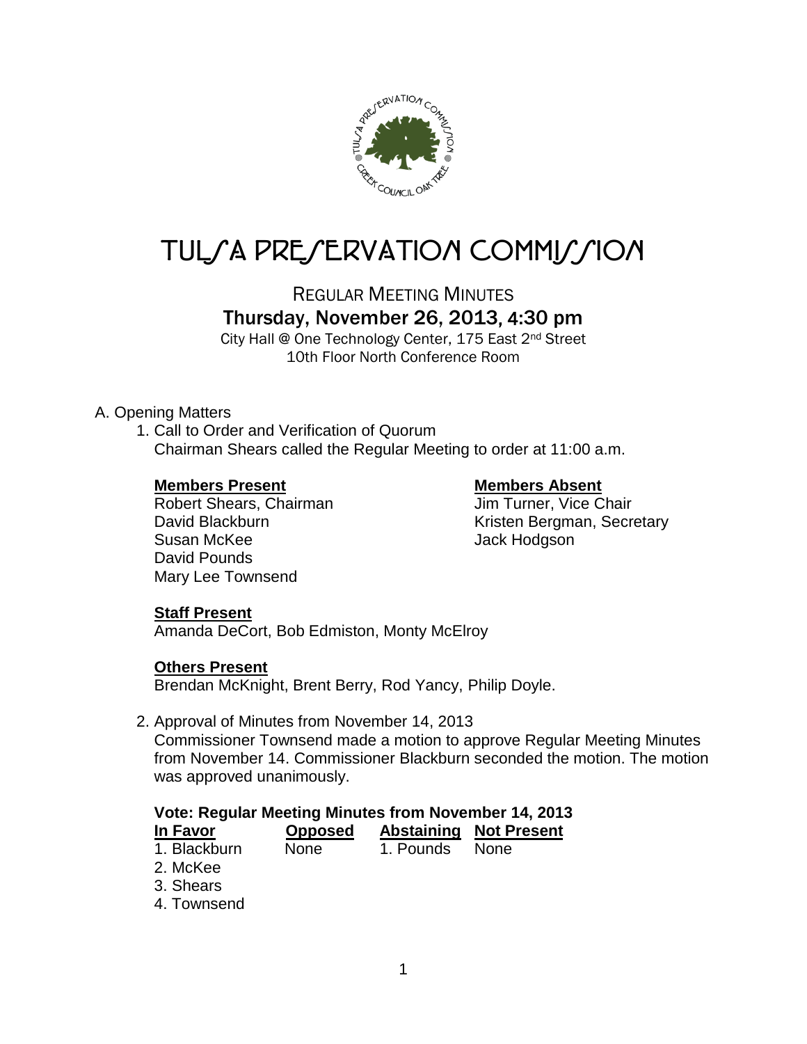# TULSA PRESERVATION COMMISSION

## REGULAR MEETING MINUTES

### Thursday, November 26, 2013, 4:30 pm

City Hall @ One Technology Center, 175 East 2nd Street
10th Floor North Conference Room

A. Opening Matters

1. Call to Order and Verification of Quorum
   Chairman Shears called the Regular Meeting to order at 11:00 a.m.

   **Members Present**
   Robert Shears, Chairman
   David Blackburn
   Susan McKee
   David Pounds
   Mary Lee Townsend

   **Members Absent**
   Jim Turner, Vice Chair
   Kristen Bergman, Secretary
   Jack Hodgson

   **Staff Present**
   Amanda DeCort, Bob Edmiston, Monty McElroy

   **Others Present**
   Brendan McKnight, Brent Berry, Rod Yancy, Philip Doyle.

2. Approval of Minutes from November 14, 2013
   Commissioner Townsend made a motion to approve Regular Meeting Minutes from November 14. Commissioner Blackburn seconded the motion. The motion was approved unanimously.

**Vote: Regular Meeting Minutes from November 14, 2013**

| In Favor | Opposed | Abstaining | Not Present |
|---|---|---|---|
| 1. Blackburn | None | 1. Pounds | None |
| 2. McKee | | | |
| 3. Shears | | | |
| 4. Townsend | | | |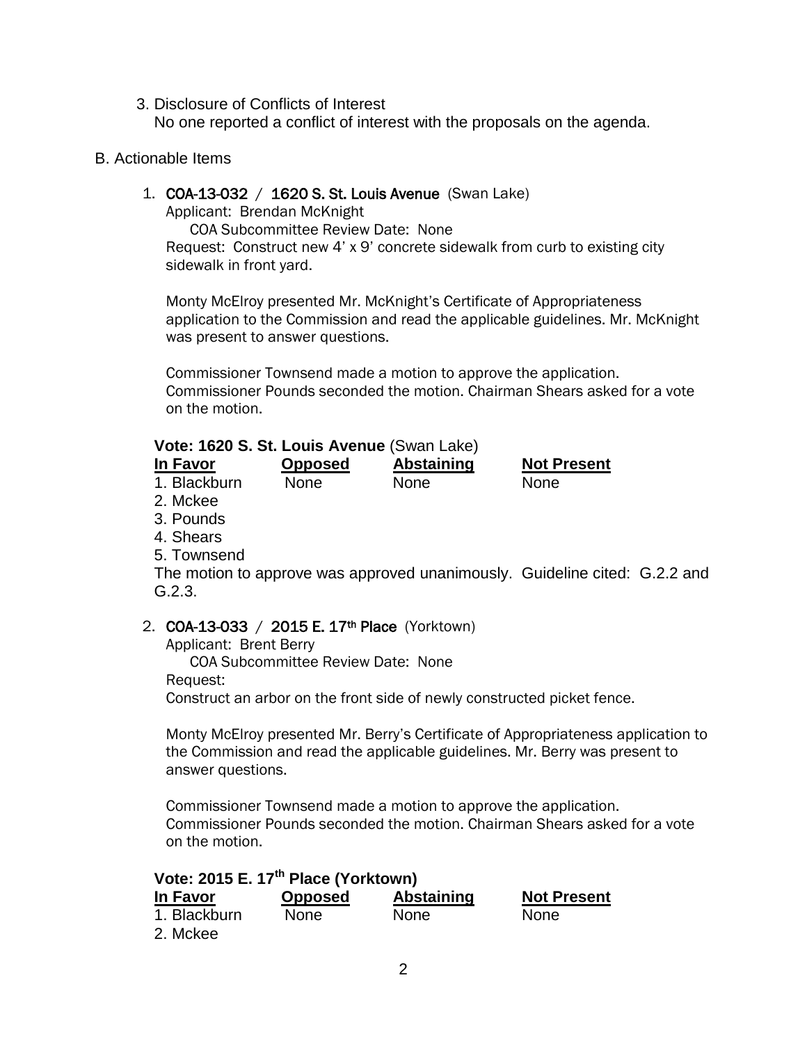3. Disclosure of Conflicts of Interest
   No one reported a conflict of interest with the proposals on the agenda.

B. Actionable Items

1. **COA-13-032 / 1620 S. St. Louis Avenue** (Swan Lake)
   Applicant: Brendan McKnight
   COA Subcommittee Review Date: None
   Request: Construct new 4' x 9' concrete sidewalk from curb to existing city sidewalk in front yard.

   Monty McElroy presented Mr. McKnight's Certificate of Appropriateness application to the Commission and read the applicable guidelines. Mr. McKnight was present to answer questions.

   Commissioner Townsend made a motion to approve the application. Commissioner Pounds seconded the motion. Chairman Shears asked for a vote on the motion.

**Vote: 1620 S. St. Louis Avenue** (Swan Lake)

| In Favor | Opposed | Abstaining | Not Present |
|---|---|---|---|
| 1. Blackburn | None | None | None |
| 2. Mckee | | | |
| 3. Pounds | | | |
| 4. Shears | | | |
| 5. Townsend | | | |

The motion to approve was approved unanimously. Guideline cited: G.2.2 and G.2.3.

2. **COA-13-033 / 2015 E. 17th Place** (Yorktown)
   Applicant: Brent Berry
   COA Subcommittee Review Date: None
   Request:
   Construct an arbor on the front side of newly constructed picket fence.

   Monty McElroy presented Mr. Berry's Certificate of Appropriateness application to the Commission and read the applicable guidelines. Mr. Berry was present to answer questions.

   Commissioner Townsend made a motion to approve the application. Commissioner Pounds seconded the motion. Chairman Shears asked for a vote on the motion.

**Vote: 2015 E. 17th Place (Yorktown)**

| In Favor | Opposed | Abstaining | Not Present |
|---|---|---|---|
| 1. Blackburn | None | None | None |
| 2. Mckee | | | |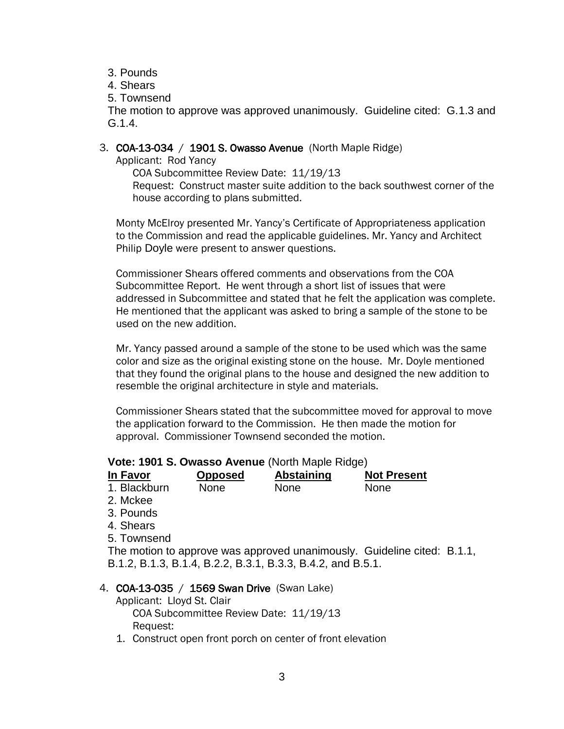3. Pounds
4. Shears
5. Townsend

The motion to approve was approved unanimously. Guideline cited: G.1.3 and G.1.4.

3. **COA-13-034 / 1901 S. Owasso Avenue** (North Maple Ridge)

   Applicant: Rod Yancy

   COA Subcommittee Review Date: 11/19/13

   Request: Construct master suite addition to the back southwest corner of the house according to plans submitted.

   Monty McElroy presented Mr. Yancy's Certificate of Appropriateness application to the Commission and read the applicable guidelines. Mr. Yancy and Architect Philip Doyle were present to answer questions.

   Commissioner Shears offered comments and observations from the COA Subcommittee Report. He went through a short list of issues that were addressed in Subcommittee and stated that he felt the application was complete. He mentioned that the applicant was asked to bring a sample of the stone to be used on the new addition.

   Mr. Yancy passed around a sample of the stone to be used which was the same color and size as the original existing stone on the house. Mr. Doyle mentioned that they found the original plans to the house and designed the new addition to resemble the original architecture in style and materials.

   Commissioner Shears stated that the subcommittee moved for approval to move the application forward to the Commission. He then made the motion for approval. Commissioner Townsend seconded the motion.

**Vote: 1901 S. Owasso Avenue** (North Maple Ridge)

| In Favor | Opposed | Abstaining | Not Present |
|---|---|---|---|
| 1. Blackburn | None | None | None |
| 2. Mckee | | | |
| 3. Pounds | | | |
| 4. Shears | | | |
| 5. Townsend | | | |

The motion to approve was approved unanimously. Guideline cited: B.1.1, B.1.2, B.1.3, B.1.4, B.2.2, B.3.1, B.3.3, B.4.2, and B.5.1.

4. **COA-13-035 / 1569 Swan Drive** (Swan Lake)

   Applicant: Lloyd St. Clair

   COA Subcommittee Review Date: 11/19/13

   Request:

   1. Construct open front porch on center of front elevation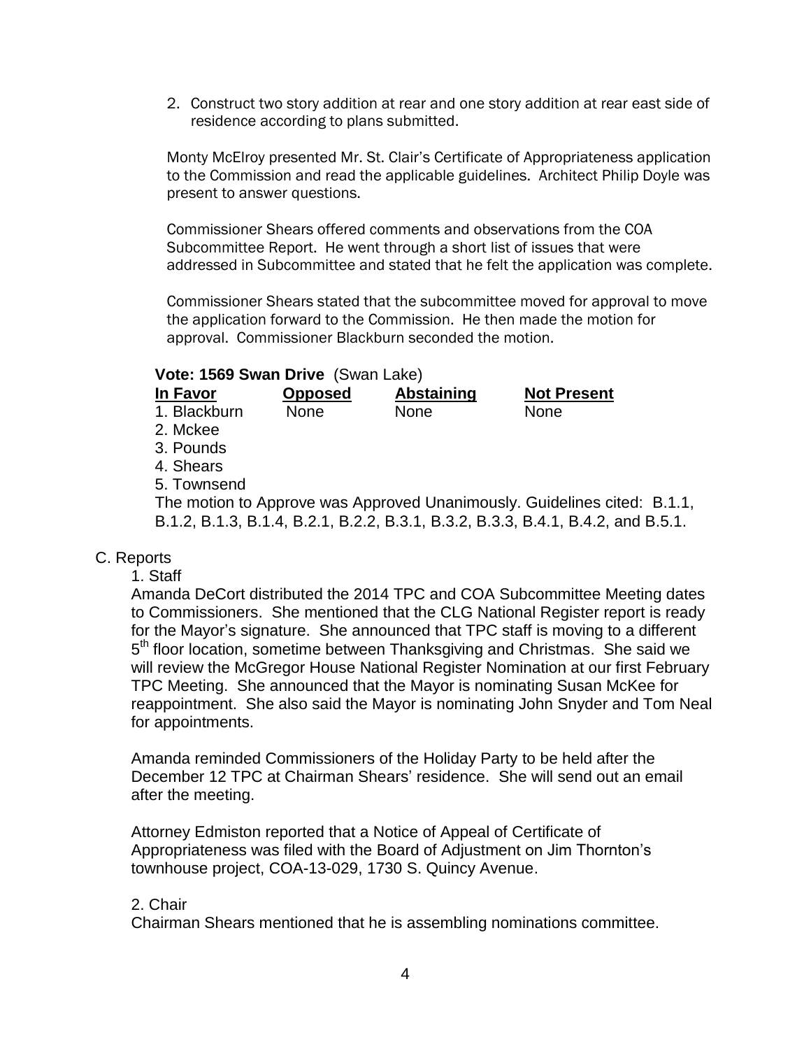2. Construct two story addition at rear and one story addition at rear east side of residence according to plans submitted.

Monty McElroy presented Mr. St. Clair's Certificate of Appropriateness application to the Commission and read the applicable guidelines. Architect Philip Doyle was present to answer questions.

Commissioner Shears offered comments and observations from the COA Subcommittee Report. He went through a short list of issues that were addressed in Subcommittee and stated that he felt the application was complete.

Commissioner Shears stated that the subcommittee moved for approval to move the application forward to the Commission. He then made the motion for approval. Commissioner Blackburn seconded the motion.

**Vote: 1569 Swan Drive** (Swan Lake)

| **In Favor** | **Opposed** | **Abstaining** | **Not Present** |
|---|---|---|---|
| 1. Blackburn | None | None | None |
| 2. Mckee | | | |
| 3. Pounds | | | |
| 4. Shears | | | |
| 5. Townsend | | | |

The motion to Approve was Approved Unanimously. Guidelines cited: B.1.1, B.1.2, B.1.3, B.1.4, B.2.1, B.2.2, B.3.1, B.3.2, B.3.3, B.4.1, B.4.2, and B.5.1.

C. Reports

1. Staff

Amanda DeCort distributed the 2014 TPC and COA Subcommittee Meeting dates to Commissioners. She mentioned that the CLG National Register report is ready for the Mayor's signature. She announced that TPC staff is moving to a different 5th floor location, sometime between Thanksgiving and Christmas. She said we will review the McGregor House National Register Nomination at our first February TPC Meeting. She announced that the Mayor is nominating Susan McKee for reappointment. She also said the Mayor is nominating John Snyder and Tom Neal for appointments.

Amanda reminded Commissioners of the Holiday Party to be held after the December 12 TPC at Chairman Shears' residence. She will send out an email after the meeting.

Attorney Edmiston reported that a Notice of Appeal of Certificate of Appropriateness was filed with the Board of Adjustment on Jim Thornton's townhouse project, COA-13-029, 1730 S. Quincy Avenue.

2. Chair

Chairman Shears mentioned that he is assembling nominations committee.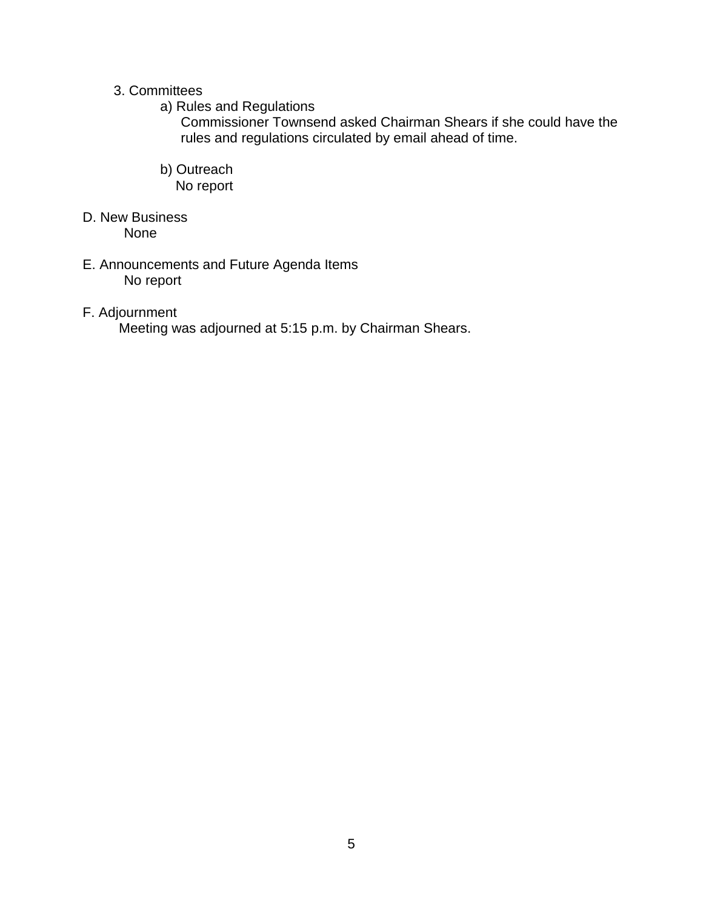3. Committees

   a) Rules and Regulations

      Commissioner Townsend asked Chairman Shears if she could have the rules and regulations circulated by email ahead of time.

   b) Outreach

      No report

D. New Business

   None

E. Announcements and Future Agenda Items

   No report

F. Adjournment

   Meeting was adjourned at 5:15 p.m. by Chairman Shears.